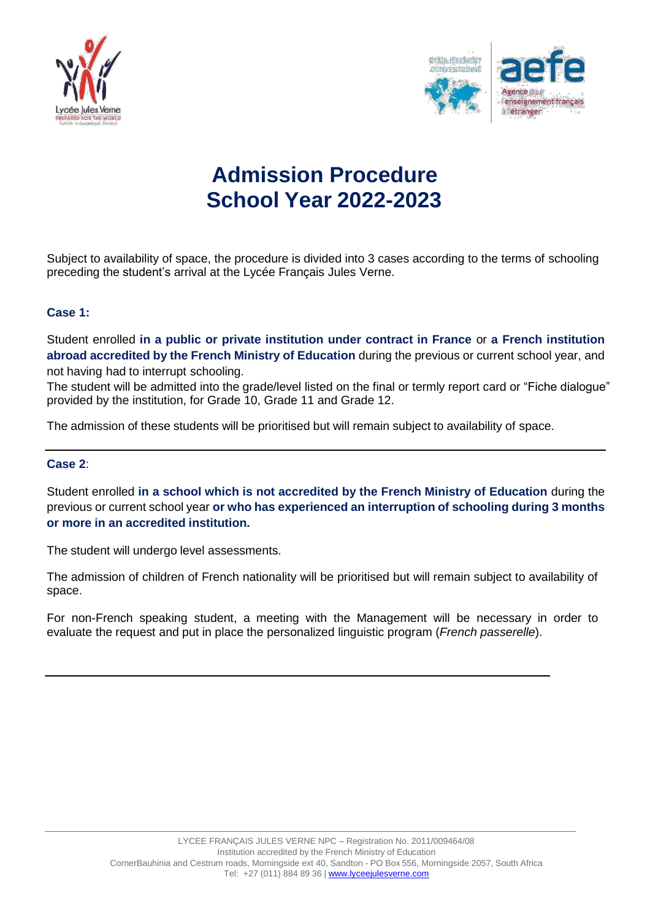# Admission Procedure
# School Year 2022-2023

Subject to availability of space, the procedure is divided into 3 cases according to the terms of schooling preceding the student's arrival at the Lycée Français Jules Verne.

### Case 1:

Student enrolled **in a public or private institution under contract in France** or **a French institution abroad accredited by the French Ministry of Education** during the previous or current school year, and not having had to interrupt schooling.

The student will be admitted into the grade/level listed on the final or termly report card or "Fiche dialogue" provided by the institution, for Grade 10, Grade 11 and Grade 12.

The admission of these students will be prioritised but will remain subject to availability of space.

---

### Case 2:

Student enrolled **in a school which is not accredited by the French Ministry of Education** during the previous or current school year **or who has experienced an interruption of schooling during 3 months or more in an accredited institution.**

The student will undergo level assessments.

The admission of children of French nationality will be prioritised but will remain subject to availability of space.

For non-French speaking student, a meeting with the Management will be necessary in order to evaluate the request and put in place the personalized linguistic program (*French passerelle*).

---

LYCEE FRANÇAIS JULES VERNE NPC – Registration No. 2011/009464/08
Institution accredited by the French Ministry of Education
CornerBauhinia and Cestrum roads, Morningside ext 40, Sandton - PO Box 556, Morningside 2057, South Africa
Tel: +27 (011) 884 89 36 | www.lyceejulesverne.com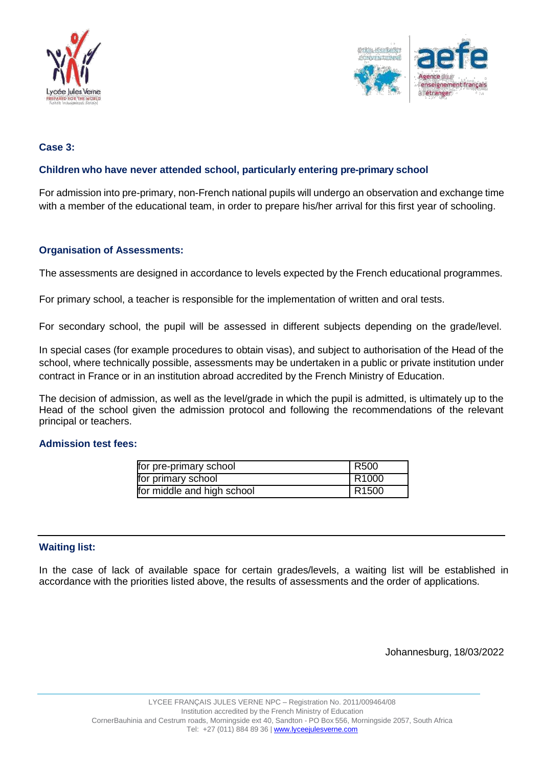### Case 3:

### Children who have never attended school, particularly entering pre-primary school

For admission into pre-primary, non-French national pupils will undergo an observation and exchange time with a member of the educational team, in order to prepare his/her arrival for this first year of schooling.

### Organisation of Assessments:

The assessments are designed in accordance to levels expected by the French educational programmes.

For primary school, a teacher is responsible for the implementation of written and oral tests.

For secondary school, the pupil will be assessed in different subjects depending on the grade/level.

In special cases (for example procedures to obtain visas), and subject to authorisation of the Head of the school, where technically possible, assessments may be undertaken in a public or private institution under contract in France or in an institution abroad accredited by the French Ministry of Education.

The decision of admission, as well as the level/grade in which the pupil is admitted, is ultimately up to the Head of the school given the admission protocol and following the recommendations of the relevant principal or teachers.

### Admission test fees:

| | |
|---|---|
| for pre-primary school | R500 |
| for primary school | R1000 |
| for middle and high school | R1500 |

---

### Waiting list:

In the case of lack of available space for certain grades/levels, a waiting list will be established in accordance with the priorities listed above, the results of assessments and the order of applications.

Johannesburg, 18/03/2022

LYCEE FRANÇAIS JULES VERNE NPC – Registration No. 2011/009464/08
Institution accredited by the French Ministry of Education
CornerBauhinia and Cestrum roads, Morningside ext 40, Sandton - PO Box 556, Morningside 2057, South Africa
Tel: +27 (011) 884 89 36 | www.lyceejulesverne.com